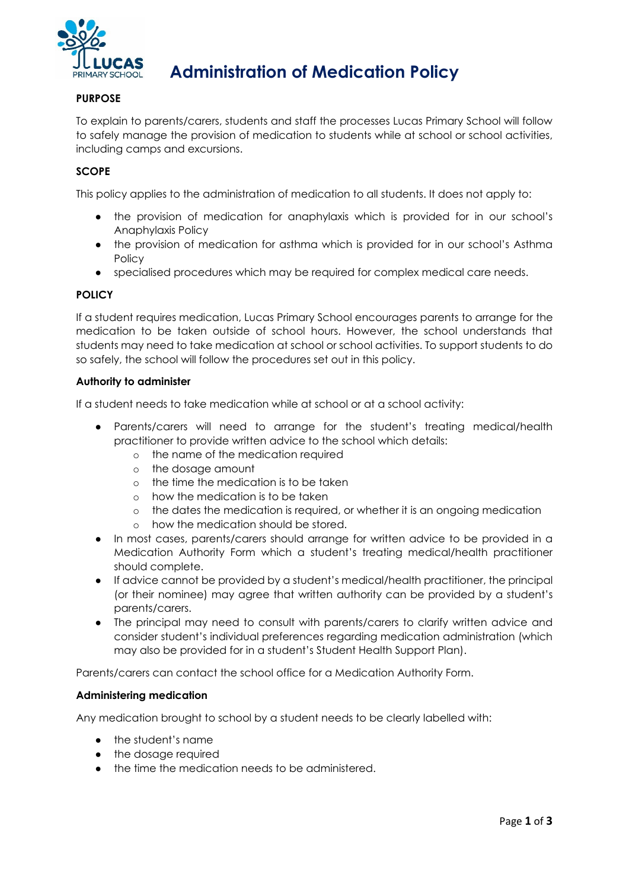# Administration of Medication Policy

## PURPOSE

To explain to parents/carers, students and staff the processes Lucas Primary School will follow to safely manage the provision of medication to students while at school or school activities, including camps and excursions.

## SCOPE

This policy applies to the administration of medication to all students. It does not apply to:

- the provision of medication for anaphylaxis which is provided for in our school's Anaphylaxis Policy
- the provision of medication for asthma which is provided for in our school's Asthma Policy
- specialised procedures which may be required for complex medical care needs.

## POLICY

If a student requires medication, Lucas Primary School encourages parents to arrange for the medication to be taken outside of school hours. However, the school understands that students may need to take medication at school or school activities. To support students to do so safely, the school will follow the procedures set out in this policy.

### Authority to administer

If a student needs to take medication while at school or at a school activity:

- Parents/carers will need to arrange for the student's treating medical/health practitioner to provide written advice to the school which details:
  - the name of the medication required
  - the dosage amount
  - the time the medication is to be taken
  - how the medication is to be taken
  - the dates the medication is required, or whether it is an ongoing medication
  - how the medication should be stored.
- In most cases, parents/carers should arrange for written advice to be provided in a Medication Authority Form which a student's treating medical/health practitioner should complete.
- If advice cannot be provided by a student's medical/health practitioner, the principal (or their nominee) may agree that written authority can be provided by a student's parents/carers.
- The principal may need to consult with parents/carers to clarify written advice and consider student's individual preferences regarding medication administration (which may also be provided for in a student's Student Health Support Plan).

Parents/carers can contact the school office for a Medication Authority Form.

### Administering medication

Any medication brought to school by a student needs to be clearly labelled with:

- the student's name
- the dosage required
- the time the medication needs to be administered.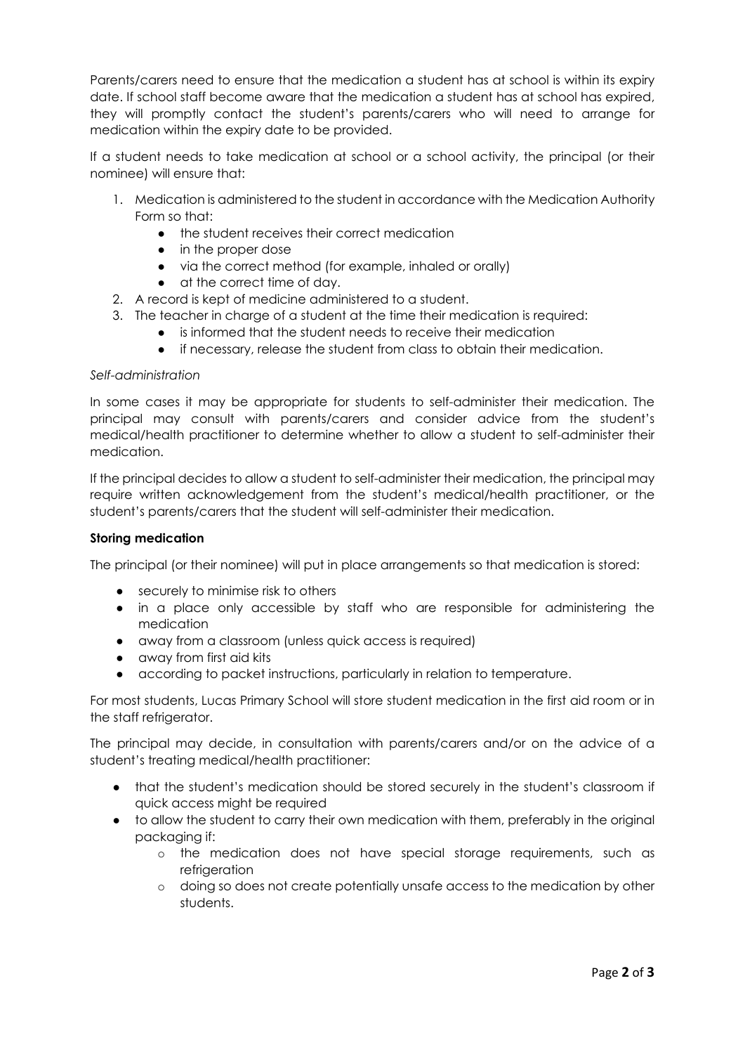Parents/carers need to ensure that the medication a student has at school is within its expiry date. If school staff become aware that the medication a student has at school has expired, they will promptly contact the student's parents/carers who will need to arrange for medication within the expiry date to be provided.

If a student needs to take medication at school or a school activity, the principal (or their nominee) will ensure that:

1. Medication is administered to the student in accordance with the Medication Authority Form so that:
   - the student receives their correct medication
   - in the proper dose
   - via the correct method (for example, inhaled or orally)
   - at the correct time of day.
2. A record is kept of medicine administered to a student.
3. The teacher in charge of a student at the time their medication is required:
   - is informed that the student needs to receive their medication
   - if necessary, release the student from class to obtain their medication.

*Self-administration*

In some cases it may be appropriate for students to self-administer their medication. The principal may consult with parents/carers and consider advice from the student's medical/health practitioner to determine whether to allow a student to self-administer their medication.

If the principal decides to allow a student to self-administer their medication, the principal may require written acknowledgement from the student's medical/health practitioner, or the student's parents/carers that the student will self-administer their medication.

**Storing medication**

The principal (or their nominee) will put in place arrangements so that medication is stored:

- securely to minimise risk to others
- in a place only accessible by staff who are responsible for administering the medication
- away from a classroom (unless quick access is required)
- away from first aid kits
- according to packet instructions, particularly in relation to temperature.

For most students, Lucas Primary School will store student medication in the first aid room or in the staff refrigerator.

The principal may decide, in consultation with parents/carers and/or on the advice of a student's treating medical/health practitioner:

- that the student's medication should be stored securely in the student's classroom if quick access might be required
- to allow the student to carry their own medication with them, preferably in the original packaging if:
  - the medication does not have special storage requirements, such as refrigeration
  - doing so does not create potentially unsafe access to the medication by other students.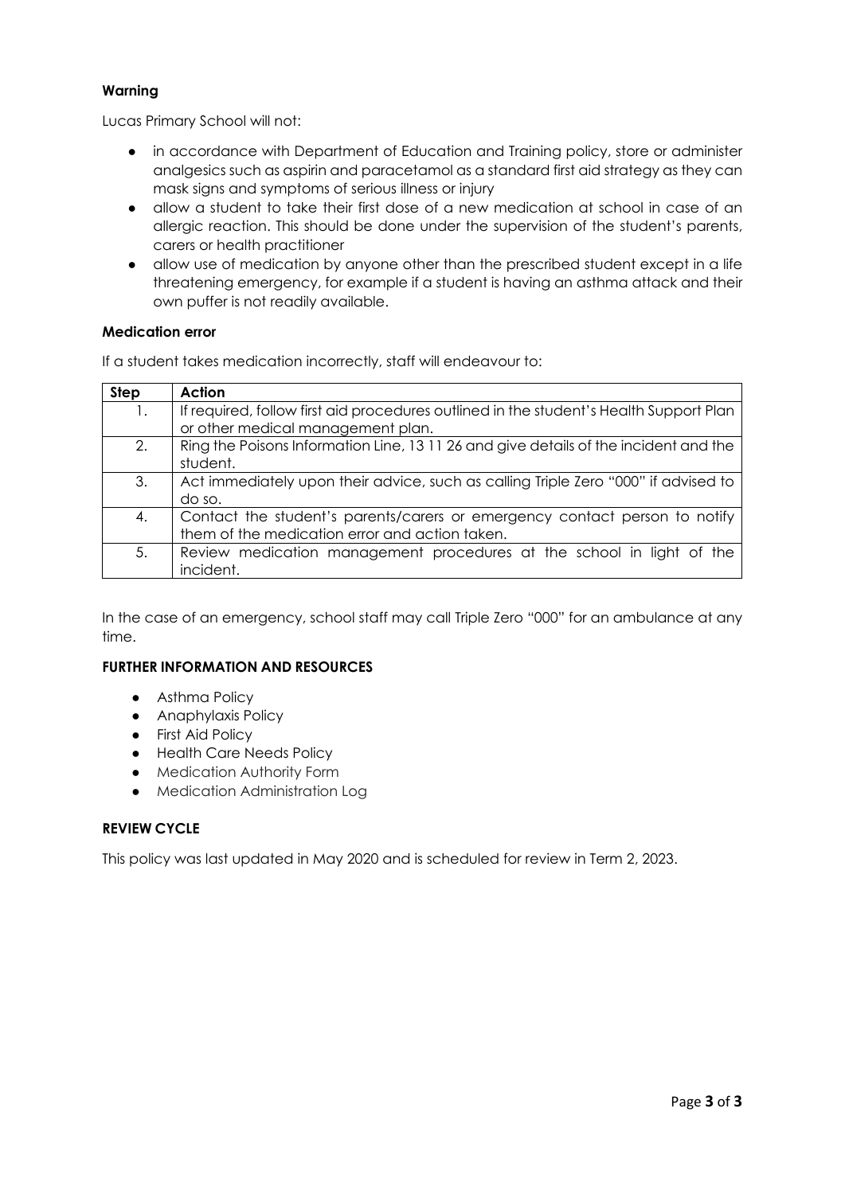**Warning**

Lucas Primary School will not:

- in accordance with Department of Education and Training policy, store or administer analgesics such as aspirin and paracetamol as a standard first aid strategy as they can mask signs and symptoms of serious illness or injury
- allow a student to take their first dose of a new medication at school in case of an allergic reaction. This should be done under the supervision of the student's parents, carers or health practitioner
- allow use of medication by anyone other than the prescribed student except in a life threatening emergency, for example if a student is having an asthma attack and their own puffer is not readily available.

**Medication error**

If a student takes medication incorrectly, staff will endeavour to:

| Step | Action |
|---|---|
| 1. | If required, follow first aid procedures outlined in the student's Health Support Plan or other medical management plan. |
| 2. | Ring the Poisons Information Line, 13 11 26 and give details of the incident and the student. |
| 3. | Act immediately upon their advice, such as calling Triple Zero "000" if advised to do so. |
| 4. | Contact the student's parents/carers or emergency contact person to notify them of the medication error and action taken. |
| 5. | Review medication management procedures at the school in light of the incident. |

In the case of an emergency, school staff may call Triple Zero "000" for an ambulance at any time.

## FURTHER INFORMATION AND RESOURCES

- Asthma Policy
- Anaphylaxis Policy
- First Aid Policy
- Health Care Needs Policy
- Medication Authority Form
- Medication Administration Log

## REVIEW CYCLE

This policy was last updated in May 2020 and is scheduled for review in Term 2, 2023.